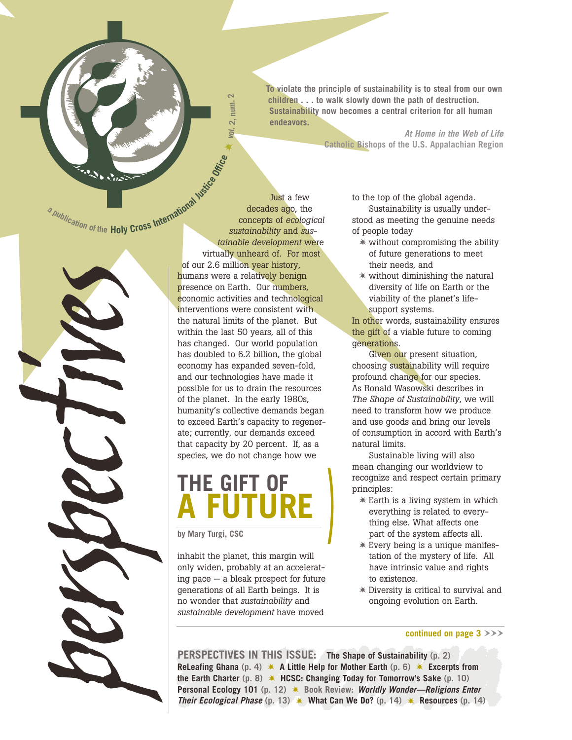# perspectives

*a publication of the* **Holy Cross International Justice Office** ✷ **vol. 2, num. 2**

**To violate the principle of sustainability is to steal from our own children . . . to walk slowly down the path of destruction. Sustainability now becomes a central criterion for all human endeavors.**

***At Home in the Web of Life***
**Catholic Bishops of the U.S. Appalachian Region**

# THE GIFT OF A FUTURE

**by Mary Turgi, CSC**

Just a few decades ago, the concepts of *ecological sustainability* and *sustainable development* were virtually unheard of. For most of our 2.6 million year history, humans were a relatively benign presence on Earth. Our numbers, economic activities and technological interventions were consistent with the natural limits of the planet. But within the last 50 years, all of this has changed. Our world population has doubled to 6.2 billion, the global economy has expanded seven-fold, and our technologies have made it possible for us to drain the resources of the planet. In the early 1980s, humanity's collective demands began to exceed Earth's capacity to regenerate; currently, our demands exceed that capacity by 20 percent. If, as a species, we do not change how we inhabit the planet, this margin will only widen, probably at an accelerating pace — a bleak prospect for future generations of all Earth beings. It is no wonder that *sustainability* and *sustainable development* have moved to the top of the global agenda.

Sustainability is usually understood as meeting the genuine needs of people today

- without compromising the ability of future generations to meet their needs, and
- without diminishing the natural diversity of life on Earth or the viability of the planet's life-support systems.

In other words, sustainability ensures the gift of a viable future to coming generations.

Given our present situation, choosing sustainability will require profound change for our species. As Ronald Wasowski describes in *The Shape of Sustainability*, we will need to transform how we produce and use goods and bring our levels of consumption in accord with Earth's natural limits.

Sustainable living will also mean changing our worldview to recognize and respect certain primary principles:

- Earth is a living system in which everything is related to everything else. What affects one part of the system affects all.
- Every being is a unique manifestation of the mystery of life. All have intrinsic value and rights to existence.
- Diversity is critical to survival and ongoing evolution on Earth.

**continued on page 3 >>>**

**PERSPECTIVES IN THIS ISSUE:** **The Shape of Sustainability** (p. 2) ✷ **ReLeafing Ghana** (p. 4) ✷ **A Little Help for Mother Earth** (p. 6) ✷ **Excerpts from the Earth Charter** (p. 8) ✷ **HCSC: Changing Today for Tomorrow's Sake** (p. 10) ✷ **Personal Ecology 101** (p. 12) ✷ **Book Review: *Worldly Wonder—Religions Enter Their Ecological Phase*** (p. 13) ✷ **What Can We Do?** (p. 14) ✷ **Resources** (p. 14)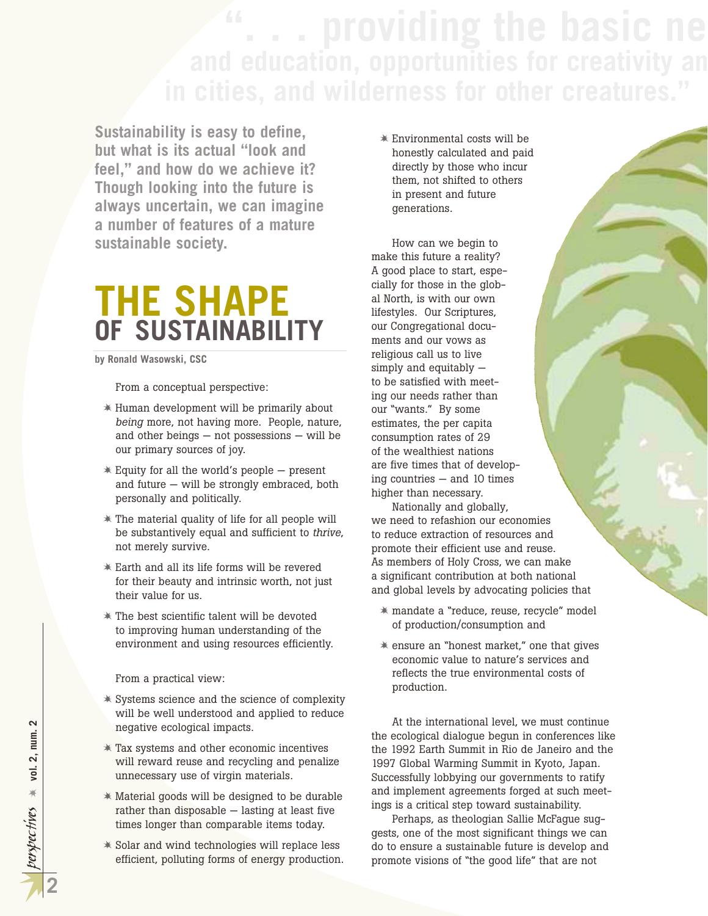". . . providing the basic ne
and education, opportunities for creativity an
in cities, and wilderness for other creatures."

**Sustainability is easy to define, but what is its actual "look and feel," and how do we achieve it? Though looking into the future is always uncertain, we can imagine a number of features of a mature sustainable society.**

# THE SHAPE OF SUSTAINABILITY

**by Ronald Wasowski, CSC**

From a conceptual perspective:

- Human development will be primarily about *being* more, not having more. People, nature, and other beings — not possessions — will be our primary sources of joy.
- Equity for all the world's people — present and future — will be strongly embraced, both personally and politically.
- The material quality of life for all people will be substantively equal and sufficient to *thrive*, not merely survive.
- Earth and all its life forms will be revered for their beauty and intrinsic worth, not just their value for us.
- The best scientific talent will be devoted to improving human understanding of the environment and using resources efficiently.

From a practical view:

- Systems science and the science of complexity will be well understood and applied to reduce negative ecological impacts.
- Tax systems and other economic incentives will reward reuse and recycling and penalize unnecessary use of virgin materials.
- Material goods will be designed to be durable rather than disposable — lasting at least five times longer than comparable items today.
- Solar and wind technologies will replace less efficient, polluting forms of energy production.
- Environmental costs will be honestly calculated and paid directly by those who incur them, not shifted to others in present and future generations.

How can we begin to make this future a reality? A good place to start, especially for those in the global North, is with our own lifestyles. Our Scriptures, our Congregational documents and our vows as religious call us to live simply and equitably — to be satisfied with meeting our needs rather than our "wants." By some estimates, the per capita consumption rates of 29 of the wealthiest nations are five times that of developing countries — and 10 times higher than necessary.

Nationally and globally, we need to refashion our economies to reduce extraction of resources and promote their efficient use and reuse. As members of Holy Cross, we can make a significant contribution at both national and global levels by advocating policies that

- mandate a "reduce, reuse, recycle" model of production/consumption and
- ensure an "honest market," one that gives economic value to nature's services and reflects the true environmental costs of production.

At the international level, we must continue the ecological dialogue begun in conferences like the 1992 Earth Summit in Rio de Janeiro and the 1997 Global Warming Summit in Kyoto, Japan. Successfully lobbying our governments to ratify and implement agreements forged at such meetings is a critical step toward sustainability.

Perhaps, as theologian Sallie McFague suggests, one of the most significant things we can do to ensure a sustainable future is develop and promote visions of "the good life" that are not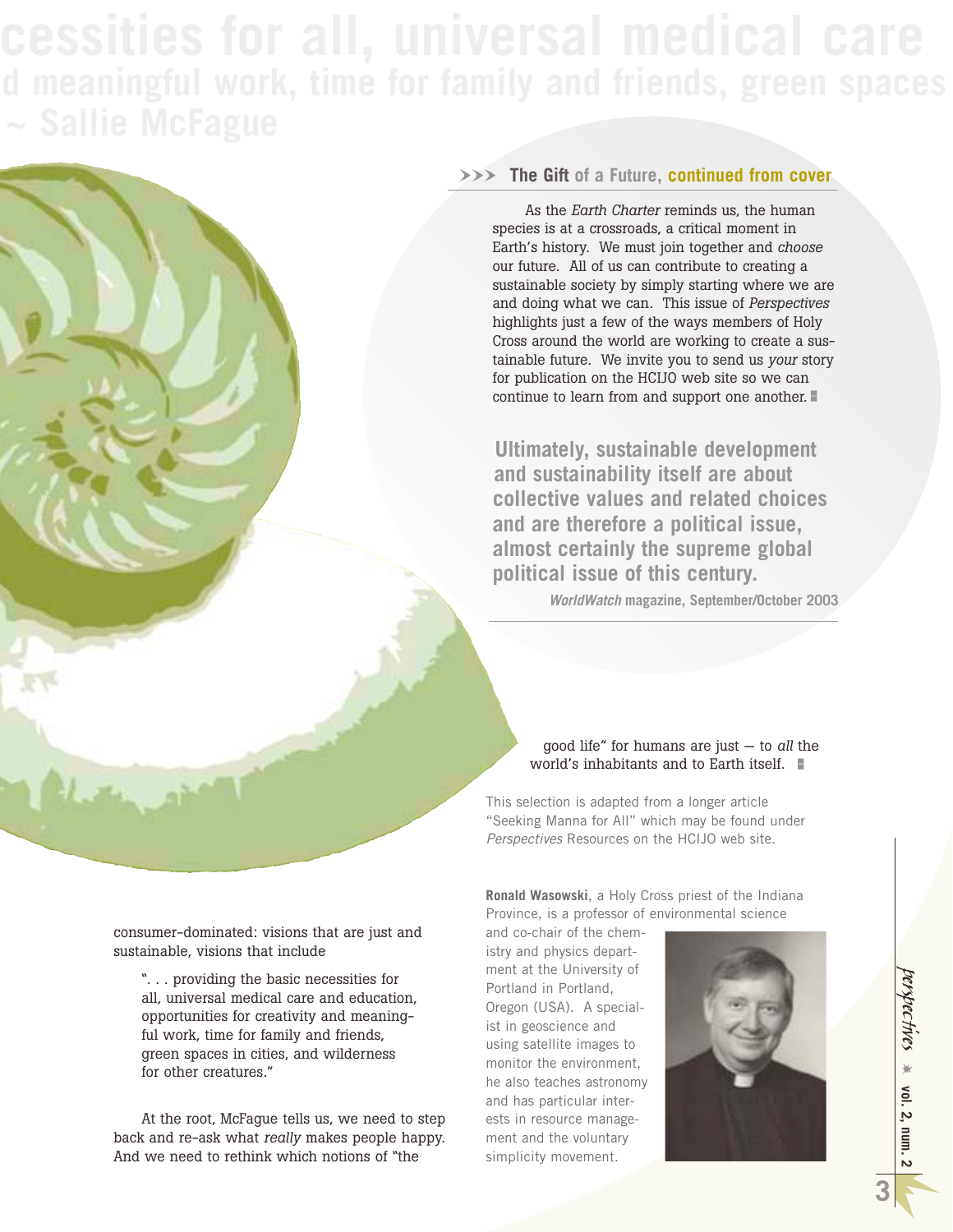cessities for all, universal medical care
d meaningful work, time for family and friends, green spaces
~ Sallie McFague

consumer-dominated: visions that are just and sustainable, visions that include

> ". . . providing the basic necessities for all, universal medical care and education, opportunities for creativity and meaningful work, time for family and friends, green spaces in cities, and wilderness for other creatures."

At the root, McFague tells us, we need to step back and re-ask what *really* makes people happy. And we need to rethink which notions of "the good life" for humans are just — to *all* the world's inhabitants and to Earth itself.

This selection is adapted from a longer article "Seeking Manna for All" which may be found under *Perspectives* Resources on the HCIJO web site.

**Ronald Wasowski**, a Holy Cross priest of the Indiana Province, is a professor of environmental science and co-chair of the chemistry and physics department at the University of Portland in Portland, Oregon (USA). A specialist in geoscience and using satellite images to monitor the environment, he also teaches astronomy and has particular interests in resource management and the voluntary simplicity movement.

## >>> The Gift of a Future, continued from cover

As the *Earth Charter* reminds us, the human species is at a crossroads, a critical moment in Earth's history. We must join together and *choose* our future. All of us can contribute to creating a sustainable society by simply starting where we are and doing what we can. This issue of *Perspectives* highlights just a few of the ways members of Holy Cross around the world are working to create a sustainable future. We invite you to send us *your* story for publication on the HCIJO web site so we can continue to learn from and support one another.

**Ultimately, sustainable development and sustainability itself are about collective values and related choices and are therefore a political issue, almost certainly the supreme global political issue of this century.**

***WorldWatch* magazine, September/October 2003**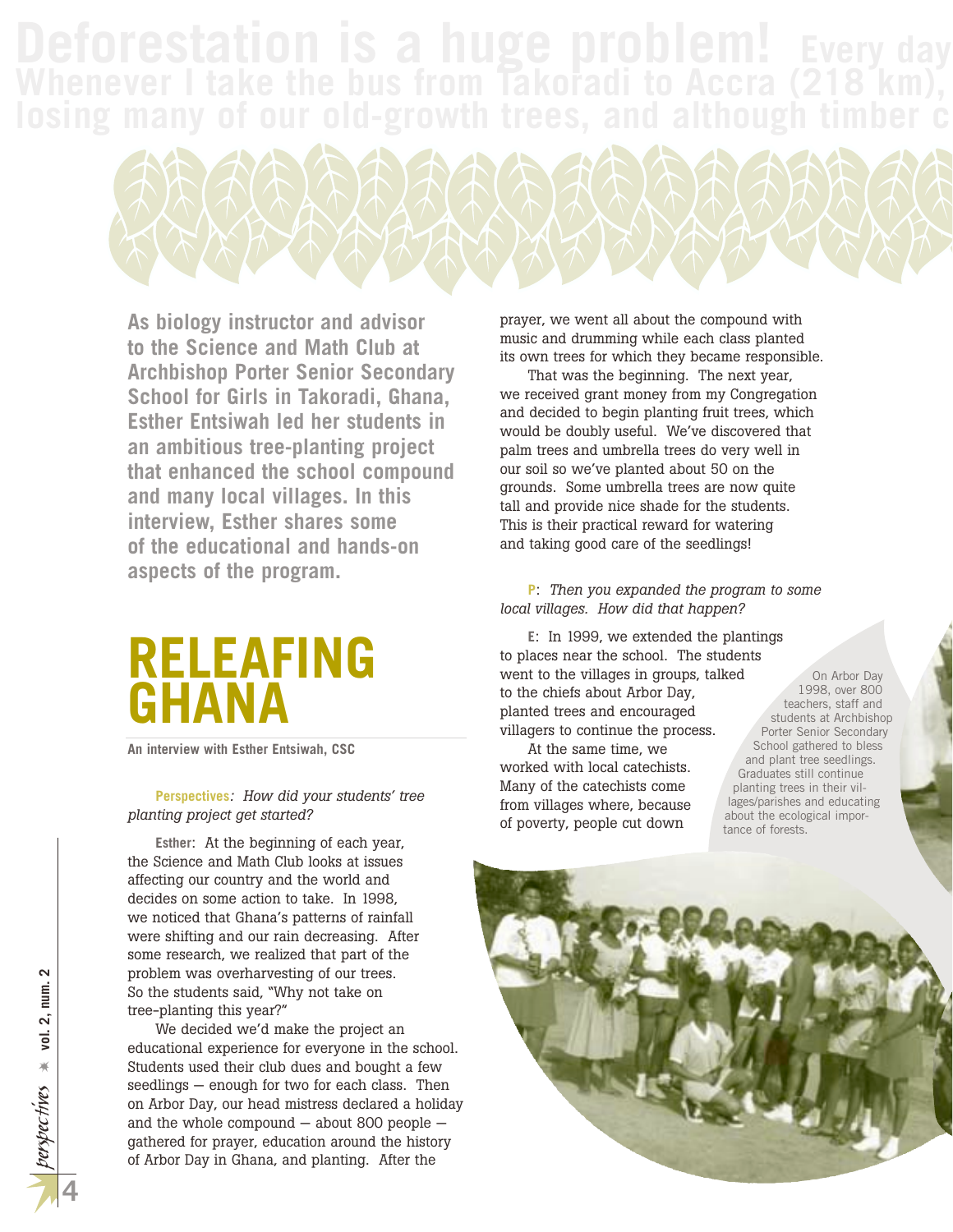Deforestation is a huge problem! Every day
Whenever I take the bus from Takoradi to Accra (218 km),
losing many of our old-growth trees, and although timber c

**As biology instructor and advisor to the Science and Math Club at Archbishop Porter Senior Secondary School for Girls in Takoradi, Ghana, Esther Entsiwah led her students in an ambitious tree-planting project that enhanced the school compound and many local villages. In this interview, Esther shares some of the educational and hands-on aspects of the program.**

# RELEAFING GHANA

**An interview with Esther Entsiwah, CSC**

**Perspectives**: *How did your students' tree planting project get started?*

**Esther**: At the beginning of each year, the Science and Math Club looks at issues affecting our country and the world and decides on some action to take. In 1998, we noticed that Ghana's patterns of rainfall were shifting and our rain decreasing. After some research, we realized that part of the problem was overharvesting of our trees. So the students said, "Why not take on tree-planting this year?"

We decided we'd make the project an educational experience for everyone in the school. Students used their club dues and bought a few seedlings — enough for two for each class. Then on Arbor Day, our head mistress declared a holiday and the whole compound — about 800 people — gathered for prayer, education around the history of Arbor Day in Ghana, and planting. After the prayer, we went all about the compound with music and drumming while each class planted its own trees for which they became responsible.

That was the beginning. The next year, we received grant money from my Congregation and decided to begin planting fruit trees, which would be doubly useful. We've discovered that palm trees and umbrella trees do very well in our soil so we've planted about 50 on the grounds. Some umbrella trees are now quite tall and provide nice shade for the students. This is their practical reward for watering and taking good care of the seedlings!

**P**: *Then you expanded the program to some local villages. How did that happen?*

**E**: In 1999, we extended the plantings to places near the school. The students went to the villages in groups, talked to the chiefs about Arbor Day, planted trees and encouraged villagers to continue the process.

At the same time, we worked with local catechists. Many of the catechists come from villages where, because of poverty, people cut down

On Arbor Day 1998, over 800 teachers, staff and students at Archbishop Porter Senior Secondary School gathered to bless and plant tree seedlings. Graduates still continue planting trees in their villages/parishes and educating about the ecological importance of forests.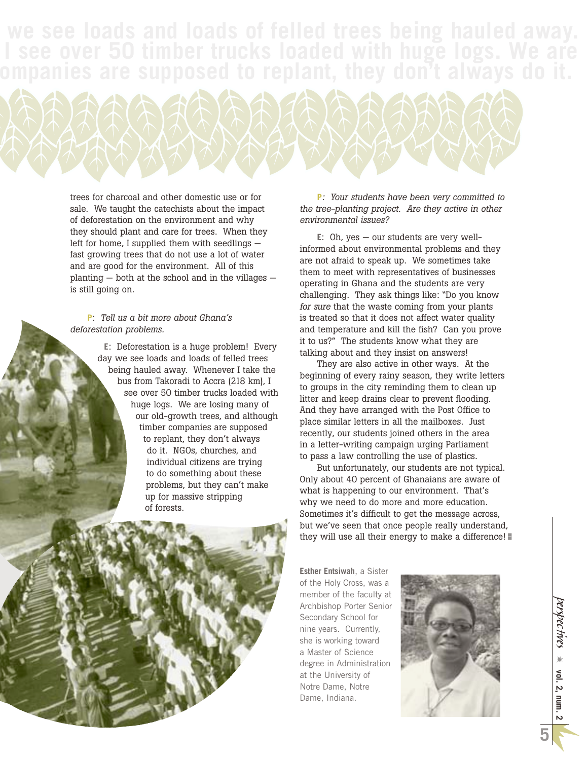trees for charcoal and other domestic use or for sale. We taught the catechists about the impact of deforestation on the environment and why they should plant and care for trees. When they left for home, I supplied them with seedlings — fast growing trees that do not use a lot of water and are good for the environment. All of this planting — both at the school and in the villages — is still going on.

**P**: *Tell us a bit more about Ghana's deforestation problems.*

**E**: Deforestation is a huge problem! Every day we see loads and loads of felled trees being hauled away. Whenever I take the bus from Takoradi to Accra (218 km), I see over 50 timber trucks loaded with huge logs. We are losing many of our old-growth trees, and although timber companies are supposed to replant, they don't always do it. NGOs, churches, and individual citizens are trying to do something about these problems, but they can't make up for massive stripping of forests.

**P**: *Your students have been very committed to the tree-planting project. Are they active in other environmental issues?*

**E**: Oh, yes — our students are very well-informed about environmental problems and they are not afraid to speak up. We sometimes take them to meet with representatives of businesses operating in Ghana and the students are very challenging. They ask things like: "Do you know *for sure* that the waste coming from your plants is treated so that it does not affect water quality and temperature and kill the fish? Can you prove it to us?" The students know what they are talking about and they insist on answers!

They are also active in other ways. At the beginning of every rainy season, they write letters to groups in the city reminding them to clean up litter and keep drains clear to prevent flooding. And they have arranged with the Post Office to place similar letters in all the mailboxes. Just recently, our students joined others in the area in a letter-writing campaign urging Parliament to pass a law controlling the use of plastics.

But unfortunately, our students are not typical. Only about 40 percent of Ghanaians are aware of what is happening to our environment. That's why we need to do more and more education. Sometimes it's difficult to get the message across, but we've seen that once people really understand, they will use all their energy to make a difference!

**Esther Entsiwah**, a Sister of the Holy Cross, was a member of the faculty at Archbishop Porter Senior Secondary School for nine years. Currently, she is working toward a Master of Science degree in Administration at the University of Notre Dame, Notre Dame, Indiana.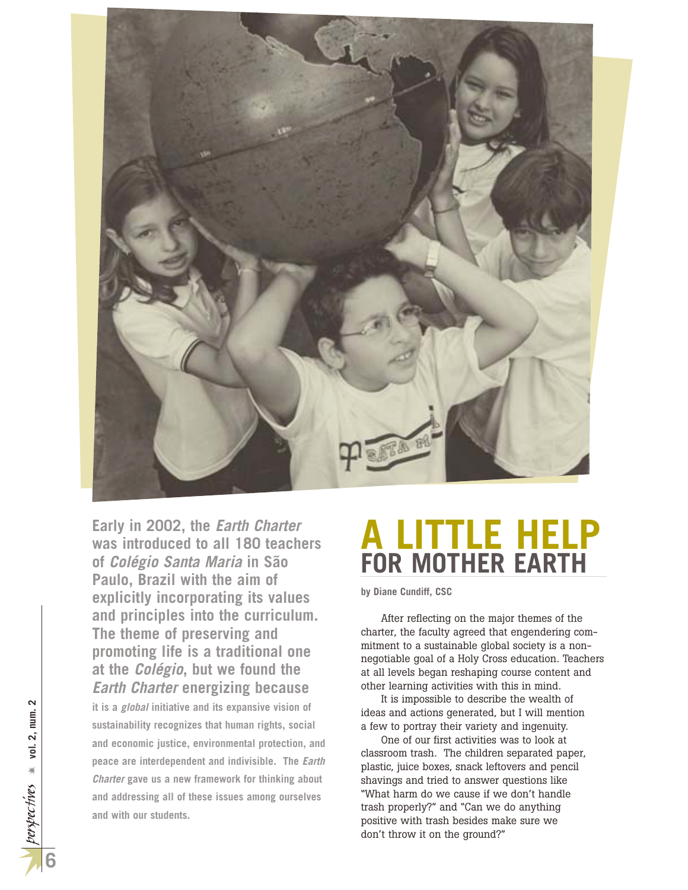# A LITTLE HELP FOR MOTHER EARTH

**by Diane Cundiff, CSC**

**Early in 2002, the *Earth Charter* was introduced to all 180 teachers of *Colégio Santa Maria* in São Paulo, Brazil with the aim of explicitly incorporating its values and principles into the curriculum. The theme of preserving and promoting life is a traditional one at the *Colégio*, but we found the *Earth Charter* energizing because it is a *global* initiative and its expansive vision of sustainability recognizes that human rights, social and economic justice, environmental protection, and peace are interdependent and indivisible. The *Earth Charter* gave us a new framework for thinking about and addressing all of these issues among ourselves and with our students.**

After reflecting on the major themes of the charter, the faculty agreed that engendering commitment to a sustainable global society is a non-negotiable goal of a Holy Cross education. Teachers at all levels began reshaping course content and other learning activities with this in mind.

It is impossible to describe the wealth of ideas and actions generated, but I will mention a few to portray their variety and ingenuity.

One of our first activities was to look at classroom trash. The children separated paper, plastic, juice boxes, snack leftovers and pencil shavings and tried to answer questions like "What harm do we cause if we don't handle trash properly?" and "Can we do anything positive with trash besides make sure we don't throw it on the ground?"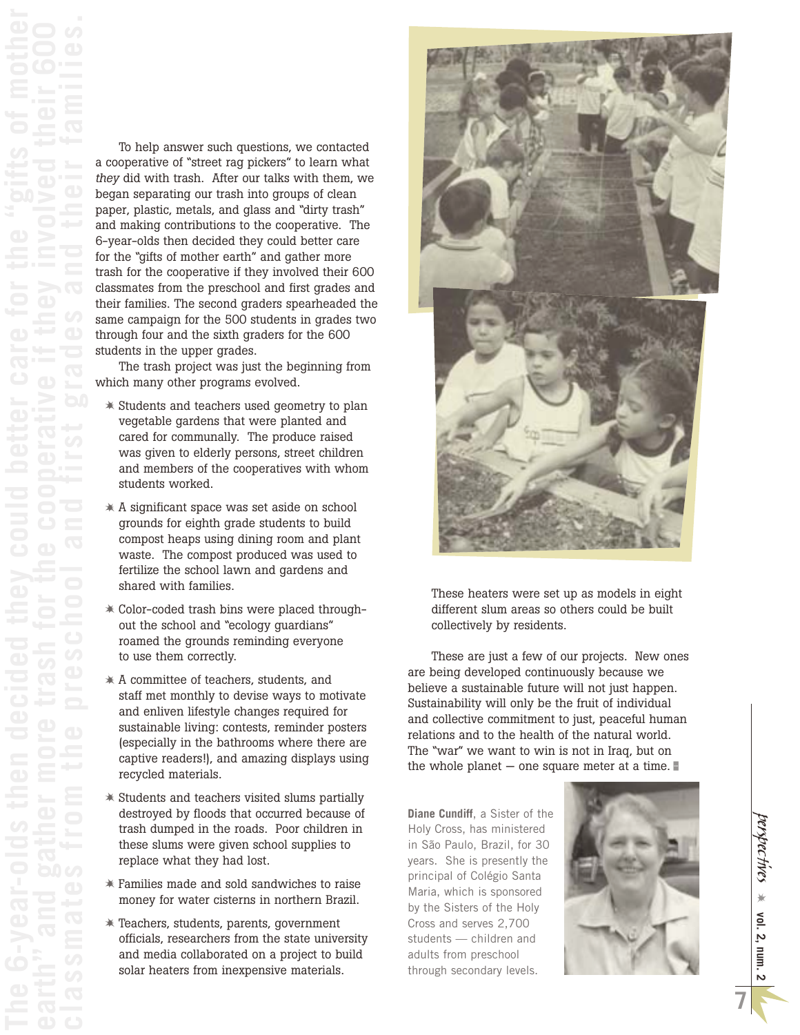*The 6-year-olds then decided they could better care for the "gifts of mother earth" and gather more trash for the cooperative if they involved their 600 classmates from the preschool and first grades and their families.*

To help answer such questions, we contacted a cooperative of "street rag pickers" to learn what *they* did with trash. After our talks with them, we began separating our trash into groups of clean paper, plastic, metals, and glass and "dirty trash" and making contributions to the cooperative. The 6-year-olds then decided they could better care for the "gifts of mother earth" and gather more trash for the cooperative if they involved their 600 classmates from the preschool and first grades and their families. The second graders spearheaded the same campaign for the 500 students in grades two through four and the sixth graders for the 600 students in the upper grades.

The trash project was just the beginning from which many other programs evolved.

- Students and teachers used geometry to plan vegetable gardens that were planted and cared for communally. The produce raised was given to elderly persons, street children and members of the cooperatives with whom students worked.
- A significant space was set aside on school grounds for eighth grade students to build compost heaps using dining room and plant waste. The compost produced was used to fertilize the school lawn and gardens and shared with families.
- Color-coded trash bins were placed throughout the school and "ecology guardians" roamed the grounds reminding everyone to use them correctly.
- A committee of teachers, students, and staff met monthly to devise ways to motivate and enliven lifestyle changes required for sustainable living: contests, reminder posters (especially in the bathrooms where there are captive readers!), and amazing displays using recycled materials.
- Students and teachers visited slums partially destroyed by floods that occurred because of trash dumped in the roads. Poor children in these slums were given school supplies to replace what they had lost.
- Families made and sold sandwiches to raise money for water cisterns in northern Brazil.
- Teachers, students, parents, government officials, researchers from the state university and media collaborated on a project to build solar heaters from inexpensive materials.

These heaters were set up as models in eight different slum areas so others could be built collectively by residents.

These are just a few of our projects. New ones are being developed continuously because we believe a sustainable future will not just happen. Sustainability will only be the fruit of individual and collective commitment to just, peaceful human relations and to the health of the natural world. The "war" we want to win is not in Iraq, but on the whole planet — one square meter at a time.

**Diane Cundiff**, a Sister of the Holy Cross, has ministered in São Paulo, Brazil, for 30 years. She is presently the principal of Colégio Santa Maria, which is sponsored by the Sisters of the Holy Cross and serves 2,700 students — children and adults from preschool through secondary levels.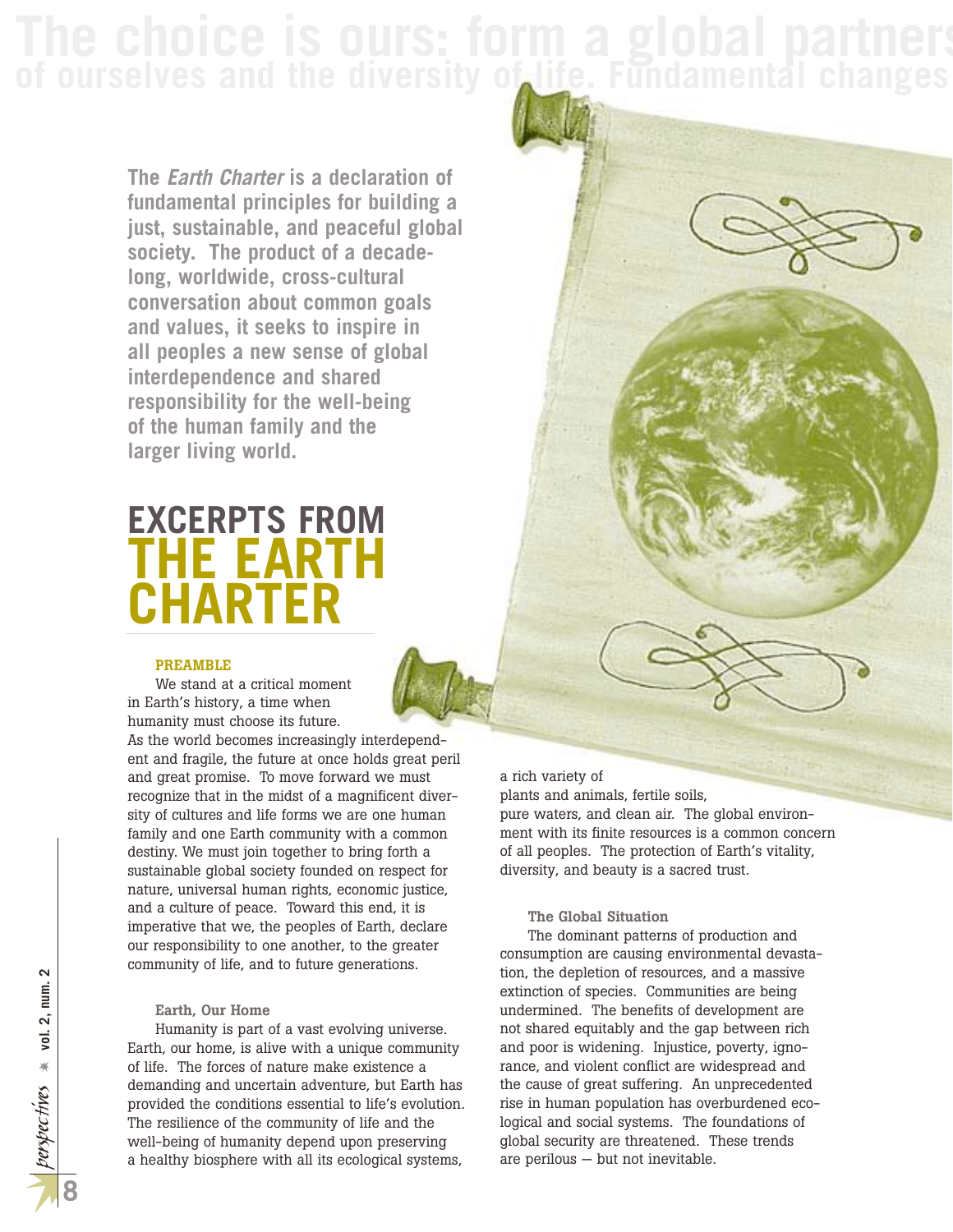The choice is ours: form a global partners
of ourselves and the diversity of life. Fundamental changes

**The *Earth Charter* is a declaration of fundamental principles for building a just, sustainable, and peaceful global society. The product of a decade-long, worldwide, cross-cultural conversation about common goals and values, it seeks to inspire in all peoples a new sense of global interdependence and shared responsibility for the well-being of the human family and the larger living world.**

# EXCERPTS FROM THE EARTH CHARTER

## PREAMBLE

We stand at a critical moment in Earth's history, a time when humanity must choose its future. As the world becomes increasingly interdependent and fragile, the future at once holds great peril and great promise. To move forward we must recognize that in the midst of a magnificent diversity of cultures and life forms we are one human family and one Earth community with a common destiny. We must join together to bring forth a sustainable global society founded on respect for nature, universal human rights, economic justice, and a culture of peace. Toward this end, it is imperative that we, the peoples of Earth, declare our responsibility to one another, to the greater community of life, and to future generations.

### Earth, Our Home

Humanity is part of a vast evolving universe. Earth, our home, is alive with a unique community of life. The forces of nature make existence a demanding and uncertain adventure, but Earth has provided the conditions essential to life's evolution. The resilience of the community of life and the well-being of humanity depend upon preserving a healthy biosphere with all its ecological systems, a rich variety of plants and animals, fertile soils, pure waters, and clean air. The global environment with its finite resources is a common concern of all peoples. The protection of Earth's vitality, diversity, and beauty is a sacred trust.

### The Global Situation

The dominant patterns of production and consumption are causing environmental devastation, the depletion of resources, and a massive extinction of species. Communities are being undermined. The benefits of development are not shared equitably and the gap between rich and poor is widening. Injustice, poverty, ignorance, and violent conflict are widespread and the cause of great suffering. An unprecedented rise in human population has overburdened ecological and social systems. The foundations of global security are threatened. These trends are perilous — but not inevitable.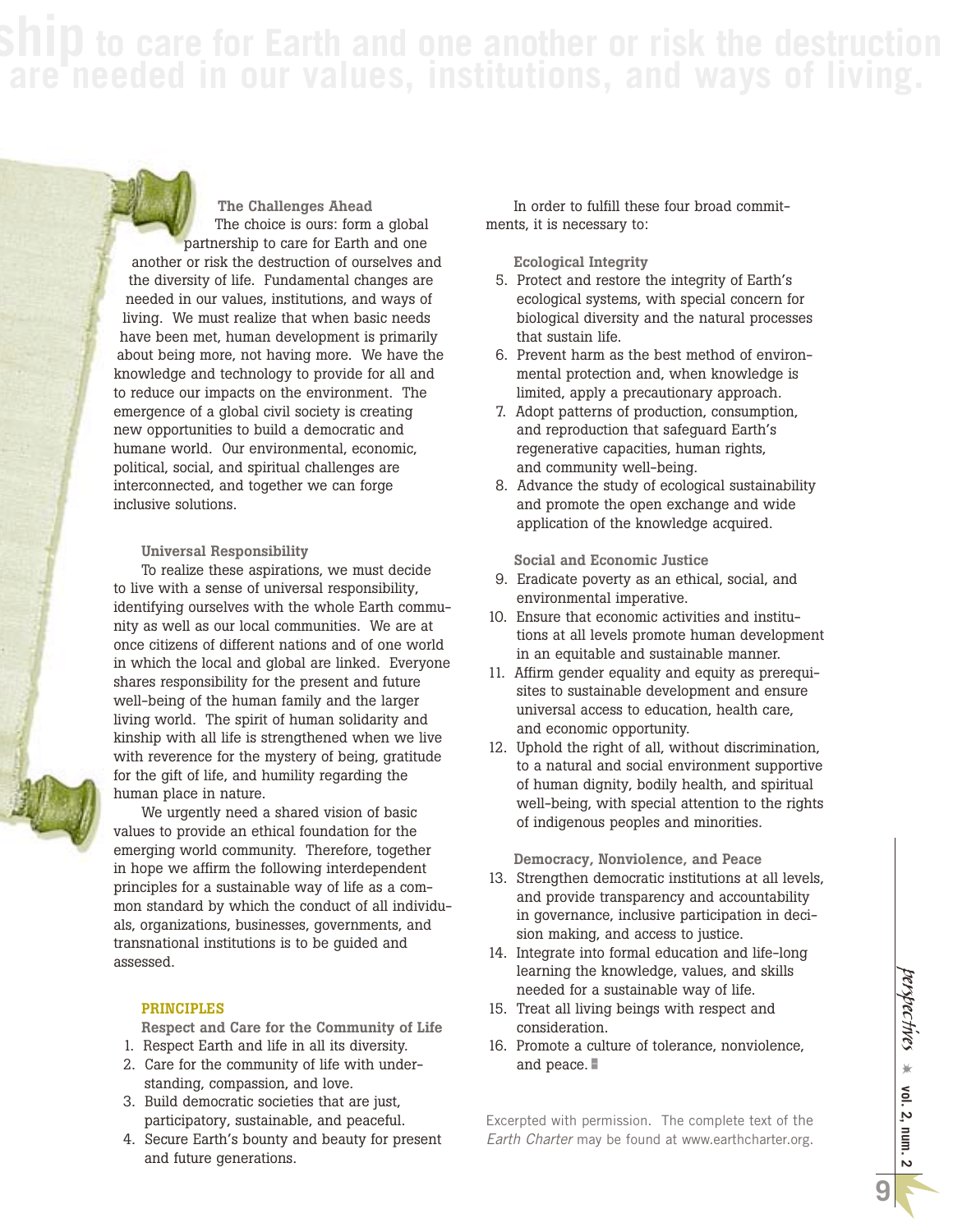ship to care for Earth and one another or risk the destruction are needed in our values, institutions, and ways of living.

### The Challenges Ahead

The choice is ours: form a global partnership to care for Earth and one another or risk the destruction of ourselves and the diversity of life. Fundamental changes are needed in our values, institutions, and ways of living. We must realize that when basic needs have been met, human development is primarily about being more, not having more. We have the knowledge and technology to provide for all and to reduce our impacts on the environment. The emergence of a global civil society is creating new opportunities to build a democratic and humane world. Our environmental, economic, political, social, and spiritual challenges are interconnected, and together we can forge inclusive solutions.

### Universal Responsibility

To realize these aspirations, we must decide to live with a sense of universal responsibility, identifying ourselves with the whole Earth community as well as our local communities. We are at once citizens of different nations and of one world in which the local and global are linked. Everyone shares responsibility for the present and future well-being of the human family and the larger living world. The spirit of human solidarity and kinship with all life is strengthened when we live with reverence for the mystery of being, gratitude for the gift of life, and humility regarding the human place in nature.

We urgently need a shared vision of basic values to provide an ethical foundation for the emerging world community. Therefore, together in hope we affirm the following interdependent principles for a sustainable way of life as a common standard by which the conduct of all individuals, organizations, businesses, governments, and transnational institutions is to be guided and assessed.

## PRINCIPLES

### Respect and Care for the Community of Life

1. Respect Earth and life in all its diversity.
2. Care for the community of life with understanding, compassion, and love.
3. Build democratic societies that are just, participatory, sustainable, and peaceful.
4. Secure Earth's bounty and beauty for present and future generations.

In order to fulfill these four broad commitments, it is necessary to:

### Ecological Integrity

5. Protect and restore the integrity of Earth's ecological systems, with special concern for biological diversity and the natural processes that sustain life.
6. Prevent harm as the best method of environmental protection and, when knowledge is limited, apply a precautionary approach.
7. Adopt patterns of production, consumption, and reproduction that safeguard Earth's regenerative capacities, human rights, and community well-being.
8. Advance the study of ecological sustainability and promote the open exchange and wide application of the knowledge acquired.

### Social and Economic Justice

9. Eradicate poverty as an ethical, social, and environmental imperative.
10. Ensure that economic activities and institutions at all levels promote human development in an equitable and sustainable manner.
11. Affirm gender equality and equity as prerequisites to sustainable development and ensure universal access to education, health care, and economic opportunity.
12. Uphold the right of all, without discrimination, to a natural and social environment supportive of human dignity, bodily health, and spiritual well-being, with special attention to the rights of indigenous peoples and minorities.

### Democracy, Nonviolence, and Peace

13. Strengthen democratic institutions at all levels, and provide transparency and accountability in governance, inclusive participation in decision making, and access to justice.
14. Integrate into formal education and life-long learning the knowledge, values, and skills needed for a sustainable way of life.
15. Treat all living beings with respect and consideration.
16. Promote a culture of tolerance, nonviolence, and peace.

Excerpted with permission. The complete text of the *Earth Charter* may be found at www.earthcharter.org.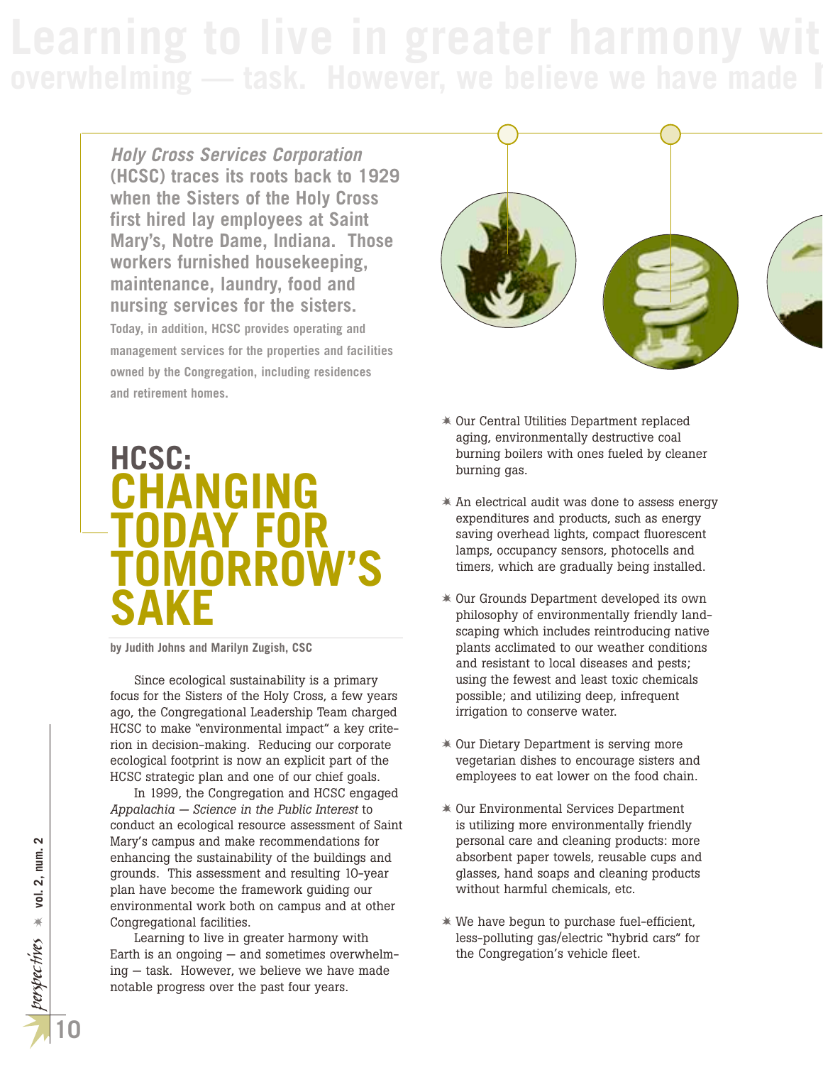*Holy Cross Services Corporation* **(HCSC) traces its roots back to 1929 when the Sisters of the Holy Cross first hired lay employees at Saint Mary's, Notre Dame, Indiana. Those workers furnished housekeeping, maintenance, laundry, food and nursing services for the sisters.**

**Today, in addition, HCSC provides operating and management services for the properties and facilities owned by the Congregation, including residences and retirement homes.**

# HCSC: CHANGING TODAY FOR TOMORROW'S SAKE

**by Judith Johns and Marilyn Zugish, CSC**

Since ecological sustainability is a primary focus for the Sisters of the Holy Cross, a few years ago, the Congregational Leadership Team charged HCSC to make "environmental impact" a key criterion in decision-making. Reducing our corporate ecological footprint is now an explicit part of the HCSC strategic plan and one of our chief goals.

In 1999, the Congregation and HCSC engaged *Appalachia — Science in the Public Interest* to conduct an ecological resource assessment of Saint Mary's campus and make recommendations for enhancing the sustainability of the buildings and grounds. This assessment and resulting 10-year plan have become the framework guiding our environmental work both on campus and at other Congregational facilities.

Learning to live in greater harmony with Earth is an ongoing — and sometimes overwhelming — task. However, we believe we have made notable progress over the past four years.

- Our Central Utilities Department replaced aging, environmentally destructive coal burning boilers with ones fueled by cleaner burning gas.
- An electrical audit was done to assess energy expenditures and products, such as energy saving overhead lights, compact fluorescent lamps, occupancy sensors, photocells and timers, which are gradually being installed.
- Our Grounds Department developed its own philosophy of environmentally friendly landscaping which includes reintroducing native plants acclimated to our weather conditions and resistant to local diseases and pests; using the fewest and least toxic chemicals possible; and utilizing deep, infrequent irrigation to conserve water.
- Our Dietary Department is serving more vegetarian dishes to encourage sisters and employees to eat lower on the food chain.
- Our Environmental Services Department is utilizing more environmentally friendly personal care and cleaning products: more absorbent paper towels, reusable cups and glasses, hand soaps and cleaning products without harmful chemicals, etc.
- We have begun to purchase fuel-efficient, less-polluting gas/electric "hybrid cars" for the Congregation's vehicle fleet.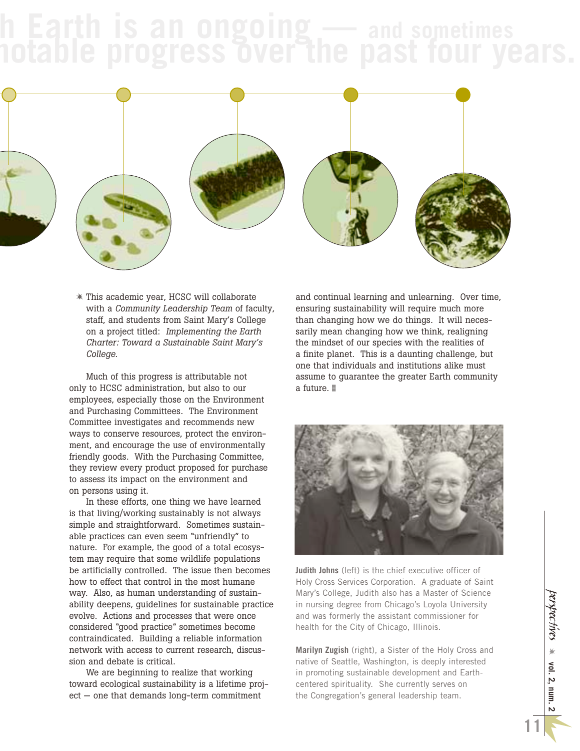h Earth is an ongoing — and sometimes
notable progress over the past four years.

- This academic year, HCSC will collaborate with a *Community Leadership Team* of faculty, staff, and students from Saint Mary's College on a project titled: *Implementing the Earth Charter: Toward a Sustainable Saint Mary's College.*

Much of this progress is attributable not only to HCSC administration, but also to our employees, especially those on the Environment and Purchasing Committees. The Environment Committee investigates and recommends new ways to conserve resources, protect the environment, and encourage the use of environmentally friendly goods. With the Purchasing Committee, they review every product proposed for purchase to assess its impact on the environment and on persons using it.

In these efforts, one thing we have learned is that living/working sustainably is not always simple and straightforward. Sometimes sustainable practices can even seem "unfriendly" to nature. For example, the good of a total ecosystem may require that some wildlife populations be artificially controlled. The issue then becomes how to effect that control in the most humane way. Also, as human understanding of sustainability deepens, guidelines for sustainable practice evolve. Actions and processes that were once considered "good practice" sometimes become contraindicated. Building a reliable information network with access to current research, discussion and debate is critical.

We are beginning to realize that working toward ecological sustainability is a lifetime project — one that demands long-term commitment and continual learning and unlearning. Over time, ensuring sustainability will require much more than changing how we do things. It will necessarily mean changing how we think, realigning the mindset of our species with the realities of a finite planet. This is a daunting challenge, but one that individuals and institutions alike must assume to guarantee the greater Earth community a future.

**Judith Johns** (left) is the chief executive officer of Holy Cross Services Corporation. A graduate of Saint Mary's College, Judith also has a Master of Science in nursing degree from Chicago's Loyola University and was formerly the assistant commissioner for health for the City of Chicago, Illinois.

**Marilyn Zugish** (right), a Sister of the Holy Cross and native of Seattle, Washington, is deeply interested in promoting sustainable development and Earth-centered spirituality. She currently serves on the Congregation's general leadership team.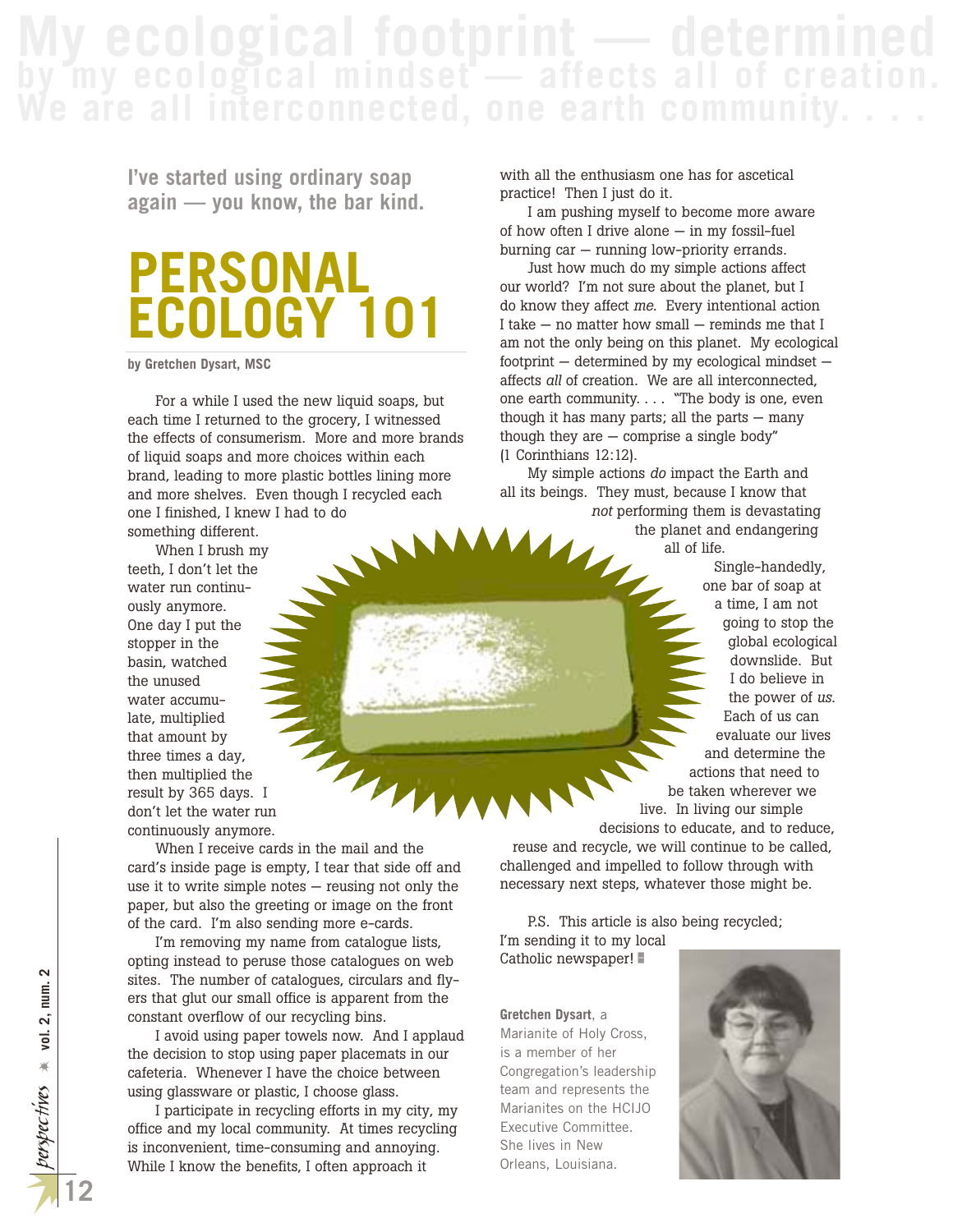My ecological footprint — determined by my ecological mindset — affects all of creation. We are all interconnected, one earth community. . . .

**I've started using ordinary soap again — you know, the bar kind.**

# PERSONAL ECOLOGY 101

**by Gretchen Dysart, MSC**

For a while I used the new liquid soaps, but each time I returned to the grocery, I witnessed the effects of consumerism. More and more brands of liquid soaps and more choices within each brand, leading to more plastic bottles lining more and more shelves. Even though I recycled each one I finished, I knew I had to do something different.

When I brush my teeth, I don't let the water run continuously anymore. One day I put the stopper in the basin, watched the unused water accumulate, multiplied that amount by three times a day, then multiplied the result by 365 days. I don't let the water run continuously anymore.

When I receive cards in the mail and the card's inside page is empty, I tear that side off and use it to write simple notes — reusing not only the paper, but also the greeting or image on the front of the card. I'm also sending more e-cards.

I'm removing my name from catalogue lists, opting instead to peruse those catalogues on web sites. The number of catalogues, circulars and flyers that glut our small office is apparent from the constant overflow of our recycling bins.

I avoid using paper towels now. And I applaud the decision to stop using paper placemats in our cafeteria. Whenever I have the choice between using glassware or plastic, I choose glass.

I participate in recycling efforts in my city, my office and my local community. At times recycling is inconvenient, time-consuming and annoying. While I know the benefits, I often approach it with all the enthusiasm one has for ascetical practice! Then I just do it.

I am pushing myself to become more aware of how often I drive alone — in my fossil-fuel burning car — running low-priority errands.

Just how much do my simple actions affect our world? I'm not sure about the planet, but I do know they affect *me*. Every intentional action I take — no matter how small — reminds me that I am not the only being on this planet. My ecological footprint — determined by my ecological mindset — affects *all* of creation. We are all interconnected, one earth community. . . . "The body is one, even though it has many parts; all the parts — many though they are — comprise a single body" (1 Corinthians 12:12).

My simple actions *do* impact the Earth and all its beings. They must, because I know that *not* performing them is devastating the planet and endangering all of life.

Single-handedly, one bar of soap at a time, I am not going to stop the global ecological downslide. But I do believe in the power of *us*. Each of us can evaluate our lives and determine the actions that need to be taken wherever we live. In living our simple decisions to educate, and to reduce, reuse and recycle, we will continue to be called, challenged and impelled to follow through with necessary next steps, whatever those might be.

P.S. This article is also being recycled; I'm sending it to my local Catholic newspaper!

**Gretchen Dysart**, a Marianite of Holy Cross, is a member of her Congregation's leadership team and represents the Marianites on the HCIJO Executive Committee. She lives in New Orleans, Louisiana.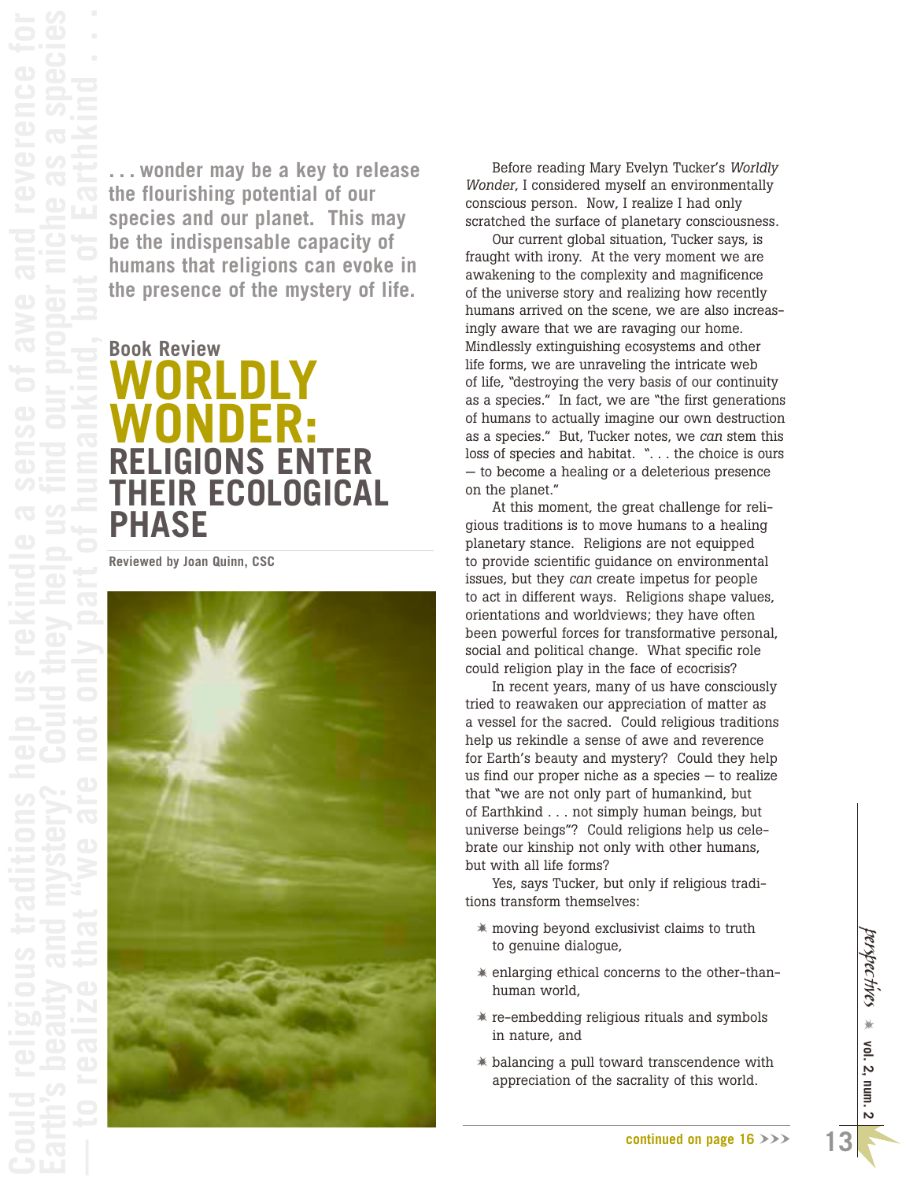. . . wonder may be a key to release the flourishing potential of our species and our planet. This may be the indispensable capacity of humans that religions can evoke in the presence of the mystery of life.

Book Review

# WORLDLY WONDER: RELIGIONS ENTER THEIR ECOLOGICAL PHASE

**Reviewed by Joan Quinn, CSC**

Before reading Mary Evelyn Tucker's *Worldly Wonder*, I considered myself an environmentally conscious person. Now, I realize I had only scratched the surface of planetary consciousness.

Our current global situation, Tucker says, is fraught with irony. At the very moment we are awakening to the complexity and magnificence of the universe story and realizing how recently humans arrived on the scene, we are also increasingly aware that we are ravaging our home. Mindlessly extinguishing ecosystems and other life forms, we are unraveling the intricate web of life, "destroying the very basis of our continuity as a species." In fact, we are "the first generations of humans to actually imagine our own destruction as a species." But, Tucker notes, we *can* stem this loss of species and habitat. ". . . the choice is ours – to become a healing or a deleterious presence on the planet."

At this moment, the great challenge for religious traditions is to move humans to a healing planetary stance. Religions are not equipped to provide scientific guidance on environmental issues, but they *can* create impetus for people to act in different ways. Religions shape values, orientations and worldviews; they have often been powerful forces for transformative personal, social and political change. What specific role could religion play in the face of ecocrisis?

In recent years, many of us have consciously tried to reawaken our appreciation of matter as a vessel for the sacred. Could religious traditions help us rekindle a sense of awe and reverence for Earth's beauty and mystery? Could they help us find our proper niche as a species – to realize that "we are not only part of humankind, but of Earthkind . . . not simply human beings, but universe beings"? Could religions help us celebrate our kinship not only with other humans, but with all life forms?

Yes, says Tucker, but only if religious traditions transform themselves:

- moving beyond exclusivist claims to truth to genuine dialogue,
- enlarging ethical concerns to the other-than-human world,
- re-embedding religious rituals and symbols in nature, and
- balancing a pull toward transcendence with appreciation of the sacrality of this world.

continued on page 16 >>>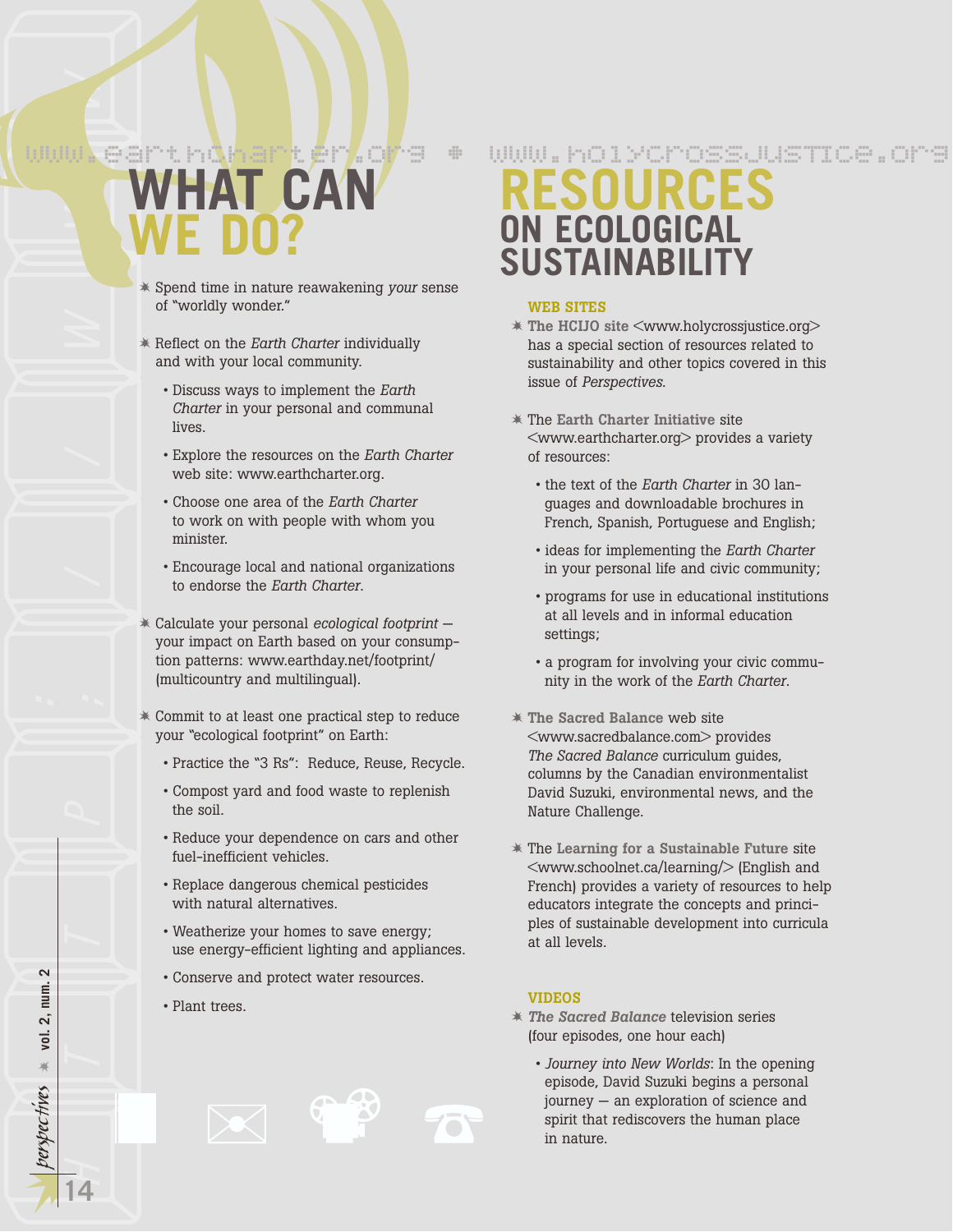www.earthcharter.org ✱ www.holycrossjustice.org

# WHAT CAN WE DO?

- Spend time in nature reawakening *your* sense of "worldly wonder."
- Reflect on the *Earth Charter* individually and with your local community.
  - Discuss ways to implement the *Earth Charter* in your personal and communal lives.
  - Explore the resources on the *Earth Charter* web site: www.earthcharter.org.
  - Choose one area of the *Earth Charter* to work on with people with whom you minister.
  - Encourage local and national organizations to endorse the *Earth Charter*.
- Calculate your personal *ecological footprint* — your impact on Earth based on your consumption patterns: www.earthday.net/footprint/ (multicountry and multilingual).
- Commit to at least one practical step to reduce your "ecological footprint" on Earth:
  - Practice the "3 Rs": Reduce, Reuse, Recycle.
  - Compost yard and food waste to replenish the soil.
  - Reduce your dependence on cars and other fuel-inefficient vehicles.
  - Replace dangerous chemical pesticides with natural alternatives.
  - Weatherize your homes to save energy; use energy-efficient lighting and appliances.
  - Conserve and protect water resources.
  - Plant trees.

# RESOURCES ON ECOLOGICAL SUSTAINABILITY

## WEB SITES

- **The HCIJO site** <www.holycrossjustice.org> has a special section of resources related to sustainability and other topics covered in this issue of *Perspectives*.
- The **Earth Charter Initiative** site <www.earthcharter.org> provides a variety of resources:
  - the text of the *Earth Charter* in 30 languages and downloadable brochures in French, Spanish, Portuguese and English;
  - ideas for implementing the *Earth Charter* in your personal life and civic community;
  - programs for use in educational institutions at all levels and in informal education settings;
  - a program for involving your civic community in the work of the *Earth Charter*.
- **The Sacred Balance** web site <www.sacredbalance.com> provides *The Sacred Balance* curriculum guides, columns by the Canadian environmentalist David Suzuki, environmental news, and the Nature Challenge.
- The **Learning for a Sustainable Future** site <www.schoolnet.ca/learning/> (English and French) provides a variety of resources to help educators integrate the concepts and principles of sustainable development into curricula at all levels.

## VIDEOS

- ***The Sacred Balance*** television series (four episodes, one hour each)
  - *Journey into New Worlds*: In the opening episode, David Suzuki begins a personal journey — an exploration of science and spirit that rediscovers the human place in nature.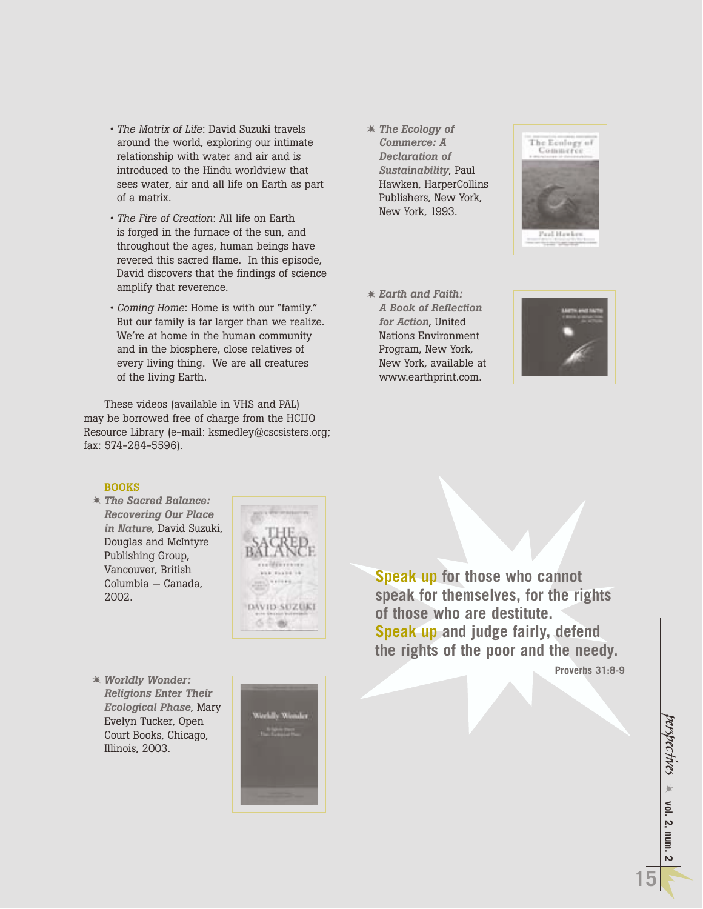- *The Matrix of Life*: David Suzuki travels around the world, exploring our intimate relationship with water and air and is introduced to the Hindu worldview that sees water, air and all life on Earth as part of a matrix.
- *The Fire of Creation*: All life on Earth is forged in the furnace of the sun, and throughout the ages, human beings have revered this sacred flame. In this episode, David discovers that the findings of science amplify that reverence.
- *Coming Home*: Home is with our "family." But our family is far larger than we realize. We're at home in the human community and in the biosphere, close relatives of every living thing. We are all creatures of the living Earth.

These videos (available in VHS and PAL) may be borrowed free of charge from the HCIJO Resource Library (e-mail: ksmedley@cscsisters.org; fax: 574-284-5596).

**BOOKS**

- ***The Sacred Balance: Recovering Our Place in Nature***, David Suzuki, Douglas and McIntyre Publishing Group, Vancouver, British Columbia — Canada, 2002.
- ***Worldly Wonder: Religions Enter Their Ecological Phase***, Mary Evelyn Tucker, Open Court Books, Chicago, Illinois, 2003.
- ***The Ecology of Commerce: A Declaration of Sustainability***, Paul Hawken, HarperCollins Publishers, New York, New York, 1993.
- ***Earth and Faith: A Book of Reflection for Action***, United Nations Environment Program, New York, New York, available at www.earthprint.com.

**Speak up for those who cannot speak for themselves, for the rights of those who are destitute. Speak up and judge fairly, defend the rights of the poor and the needy.**

**Proverbs 31:8-9**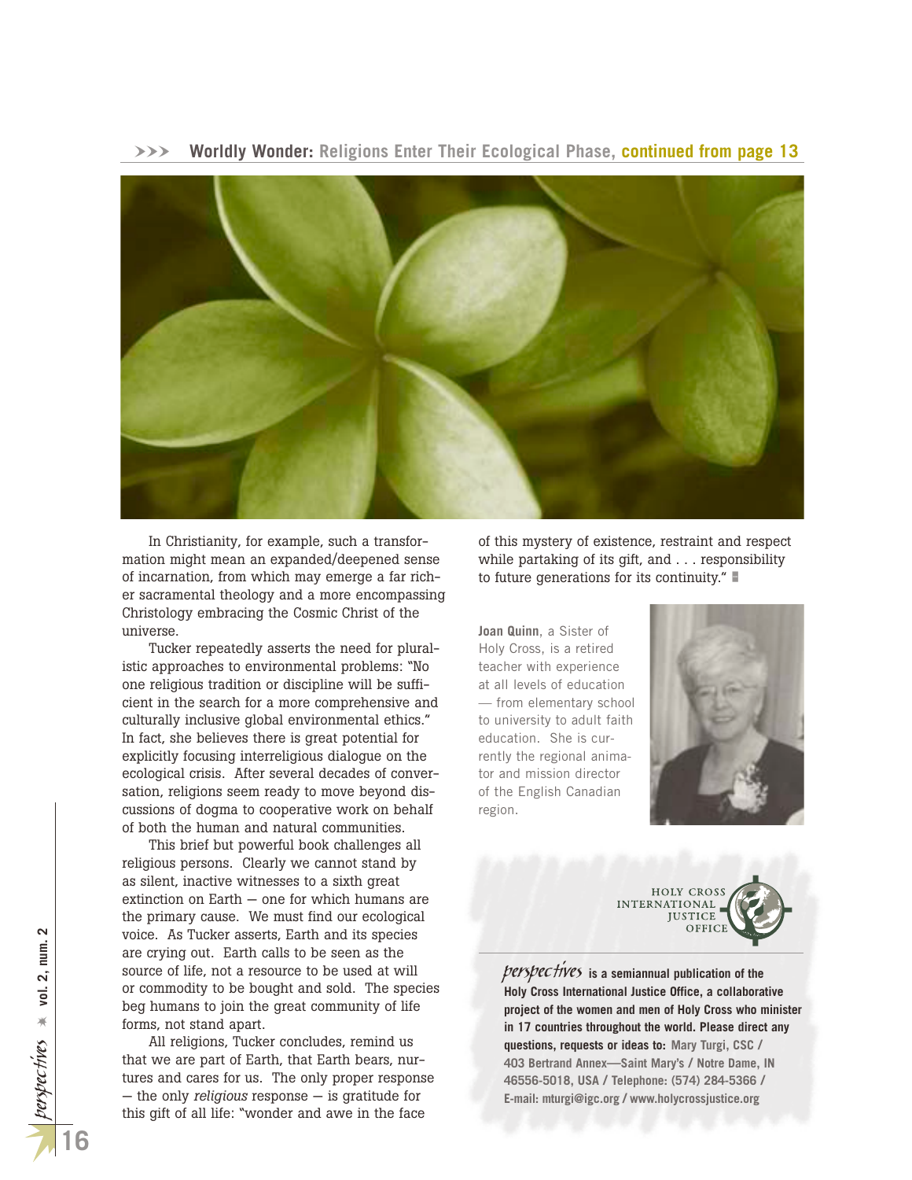>>> **Worldly Wonder:** Religions Enter Their Ecological Phase, continued from page 13

In Christianity, for example, such a transformation might mean an expanded/deepened sense of incarnation, from which may emerge a far richer sacramental theology and a more encompassing Christology embracing the Cosmic Christ of the universe.

Tucker repeatedly asserts the need for pluralistic approaches to environmental problems: "No one religious tradition or discipline will be sufficient in the search for a more comprehensive and culturally inclusive global environmental ethics." In fact, she believes there is great potential for explicitly focusing interreligious dialogue on the ecological crisis. After several decades of conversation, religions seem ready to move beyond discussions of dogma to cooperative work on behalf of both the human and natural communities.

This brief but powerful book challenges all religious persons. Clearly we cannot stand by as silent, inactive witnesses to a sixth great extinction on Earth — one for which humans are the primary cause. We must find our ecological voice. As Tucker asserts, Earth and its species are crying out. Earth calls to be seen as the source of life, not a resource to be used at will or commodity to be bought and sold. The species beg humans to join the great community of life forms, not stand apart.

All religions, Tucker concludes, remind us that we are part of Earth, that Earth bears, nurtures and cares for us. The only proper response — the only *religious* response — is gratitude for this gift of all life: "wonder and awe in the face of this mystery of existence, restraint and respect while partaking of its gift, and . . . responsibility to future generations for its continuity."

**Joan Quinn**, a Sister of Holy Cross, is a retired teacher with experience at all levels of education — from elementary school to university to adult faith education. She is currently the regional animator and mission director of the English Canadian region.

HOLY CROSS INTERNATIONAL JUSTICE OFFICE

***perspectives*** **is a semiannual publication of the Holy Cross International Justice Office, a collaborative project of the women and men of Holy Cross who minister in 17 countries throughout the world. Please direct any questions, requests or ideas to:** Mary Turgi, CSC / 403 Bertrand Annex—Saint Mary's / Notre Dame, IN 46556-5018, USA / Telephone: (574) 284-5366 / E-mail: mturgi@igc.org / www.holycrossjustice.org